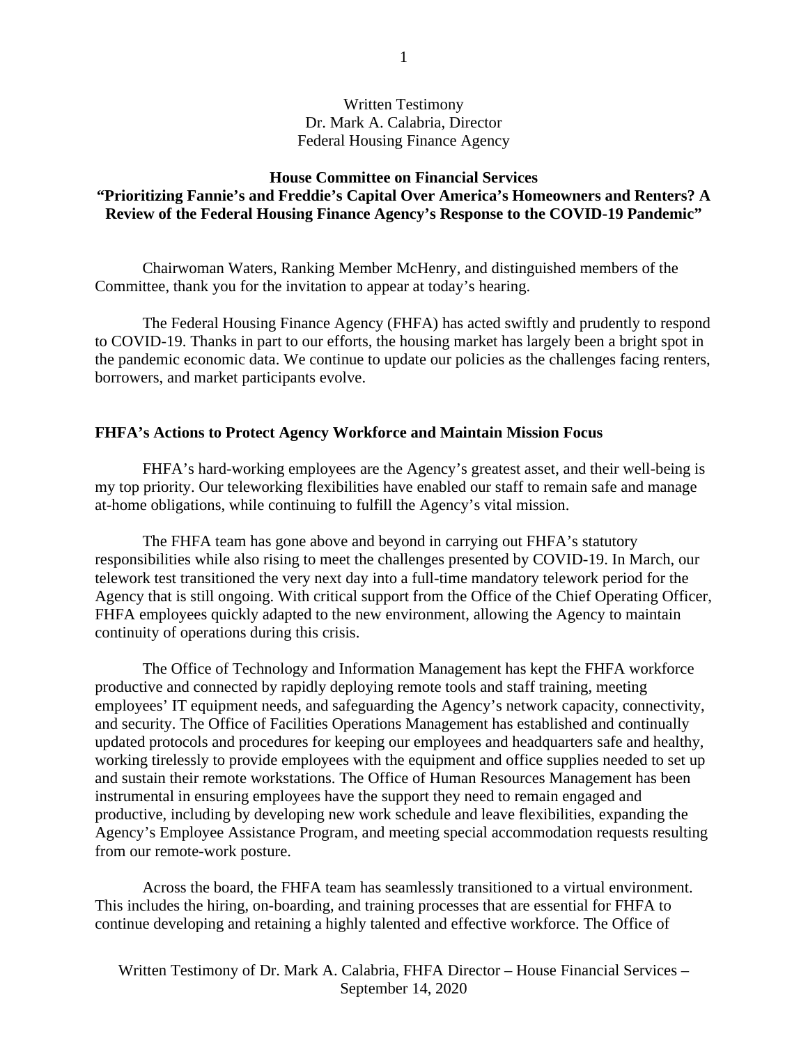Written Testimony
Dr. Mark A. Calabria, Director
Federal Housing Finance Agency

**House Committee on Financial Services**
**"Prioritizing Fannie's and Freddie's Capital Over America's Homeowners and Renters? A Review of the Federal Housing Finance Agency's Response to the COVID-19 Pandemic"**

Chairwoman Waters, Ranking Member McHenry, and distinguished members of the Committee, thank you for the invitation to appear at today's hearing.

The Federal Housing Finance Agency (FHFA) has acted swiftly and prudently to respond to COVID-19. Thanks in part to our efforts, the housing market has largely been a bright spot in the pandemic economic data. We continue to update our policies as the challenges facing renters, borrowers, and market participants evolve.

## FHFA's Actions to Protect Agency Workforce and Maintain Mission Focus

FHFA's hard-working employees are the Agency's greatest asset, and their well-being is my top priority. Our teleworking flexibilities have enabled our staff to remain safe and manage at-home obligations, while continuing to fulfill the Agency's vital mission.

The FHFA team has gone above and beyond in carrying out FHFA's statutory responsibilities while also rising to meet the challenges presented by COVID-19. In March, our telework test transitioned the very next day into a full-time mandatory telework period for the Agency that is still ongoing. With critical support from the Office of the Chief Operating Officer, FHFA employees quickly adapted to the new environment, allowing the Agency to maintain continuity of operations during this crisis.

The Office of Technology and Information Management has kept the FHFA workforce productive and connected by rapidly deploying remote tools and staff training, meeting employees' IT equipment needs, and safeguarding the Agency's network capacity, connectivity, and security. The Office of Facilities Operations Management has established and continually updated protocols and procedures for keeping our employees and headquarters safe and healthy, working tirelessly to provide employees with the equipment and office supplies needed to set up and sustain their remote workstations. The Office of Human Resources Management has been instrumental in ensuring employees have the support they need to remain engaged and productive, including by developing new work schedule and leave flexibilities, expanding the Agency's Employee Assistance Program, and meeting special accommodation requests resulting from our remote-work posture.

Across the board, the FHFA team has seamlessly transitioned to a virtual environment. This includes the hiring, on-boarding, and training processes that are essential for FHFA to continue developing and retaining a highly talented and effective workforce. The Office of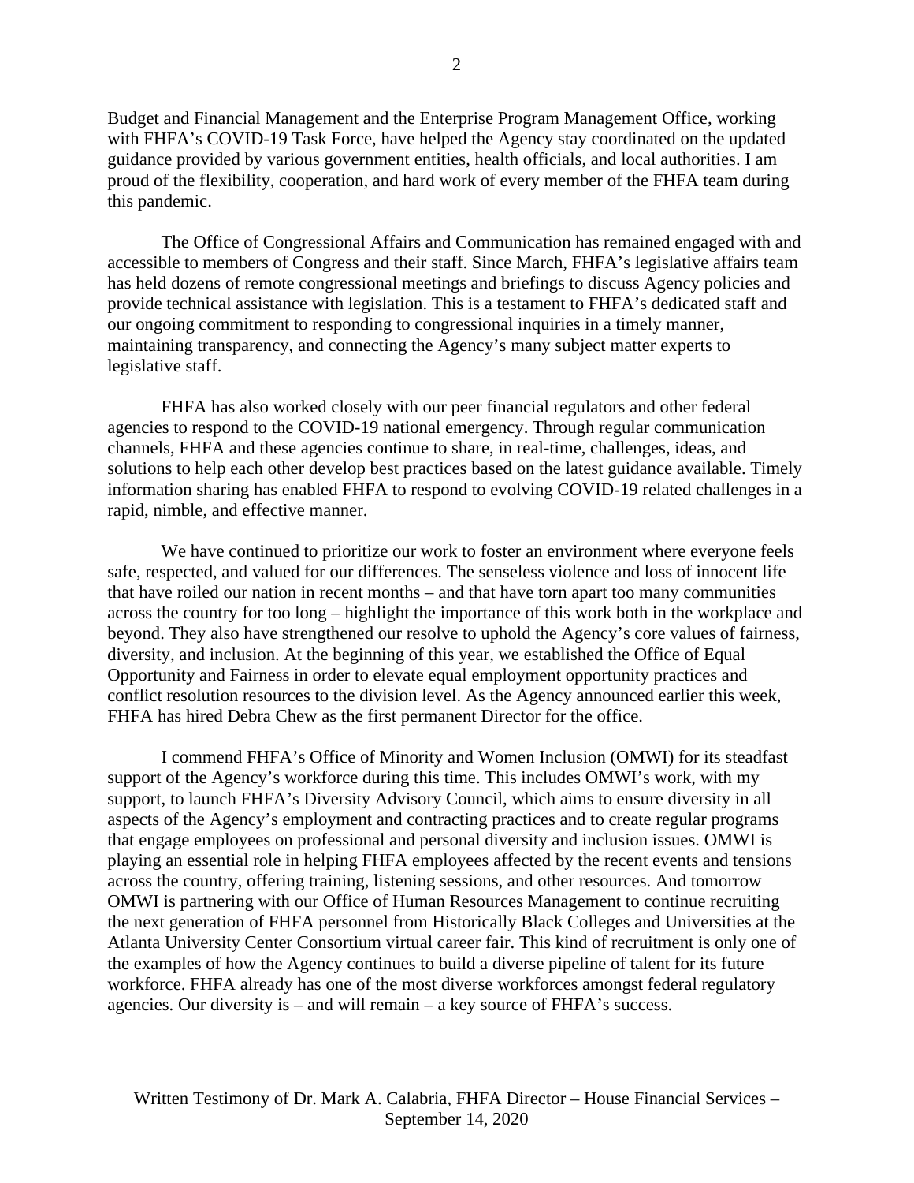Budget and Financial Management and the Enterprise Program Management Office, working with FHFA's COVID-19 Task Force, have helped the Agency stay coordinated on the updated guidance provided by various government entities, health officials, and local authorities. I am proud of the flexibility, cooperation, and hard work of every member of the FHFA team during this pandemic.

The Office of Congressional Affairs and Communication has remained engaged with and accessible to members of Congress and their staff. Since March, FHFA's legislative affairs team has held dozens of remote congressional meetings and briefings to discuss Agency policies and provide technical assistance with legislation. This is a testament to FHFA's dedicated staff and our ongoing commitment to responding to congressional inquiries in a timely manner, maintaining transparency, and connecting the Agency's many subject matter experts to legislative staff.

FHFA has also worked closely with our peer financial regulators and other federal agencies to respond to the COVID-19 national emergency. Through regular communication channels, FHFA and these agencies continue to share, in real-time, challenges, ideas, and solutions to help each other develop best practices based on the latest guidance available. Timely information sharing has enabled FHFA to respond to evolving COVID-19 related challenges in a rapid, nimble, and effective manner.

We have continued to prioritize our work to foster an environment where everyone feels safe, respected, and valued for our differences. The senseless violence and loss of innocent life that have roiled our nation in recent months – and that have torn apart too many communities across the country for too long – highlight the importance of this work both in the workplace and beyond. They also have strengthened our resolve to uphold the Agency's core values of fairness, diversity, and inclusion. At the beginning of this year, we established the Office of Equal Opportunity and Fairness in order to elevate equal employment opportunity practices and conflict resolution resources to the division level. As the Agency announced earlier this week, FHFA has hired Debra Chew as the first permanent Director for the office.

I commend FHFA's Office of Minority and Women Inclusion (OMWI) for its steadfast support of the Agency's workforce during this time. This includes OMWI's work, with my support, to launch FHFA's Diversity Advisory Council, which aims to ensure diversity in all aspects of the Agency's employment and contracting practices and to create regular programs that engage employees on professional and personal diversity and inclusion issues. OMWI is playing an essential role in helping FHFA employees affected by the recent events and tensions across the country, offering training, listening sessions, and other resources. And tomorrow OMWI is partnering with our Office of Human Resources Management to continue recruiting the next generation of FHFA personnel from Historically Black Colleges and Universities at the Atlanta University Center Consortium virtual career fair. This kind of recruitment is only one of the examples of how the Agency continues to build a diverse pipeline of talent for its future workforce. FHFA already has one of the most diverse workforces amongst federal regulatory agencies. Our diversity is – and will remain – a key source of FHFA's success.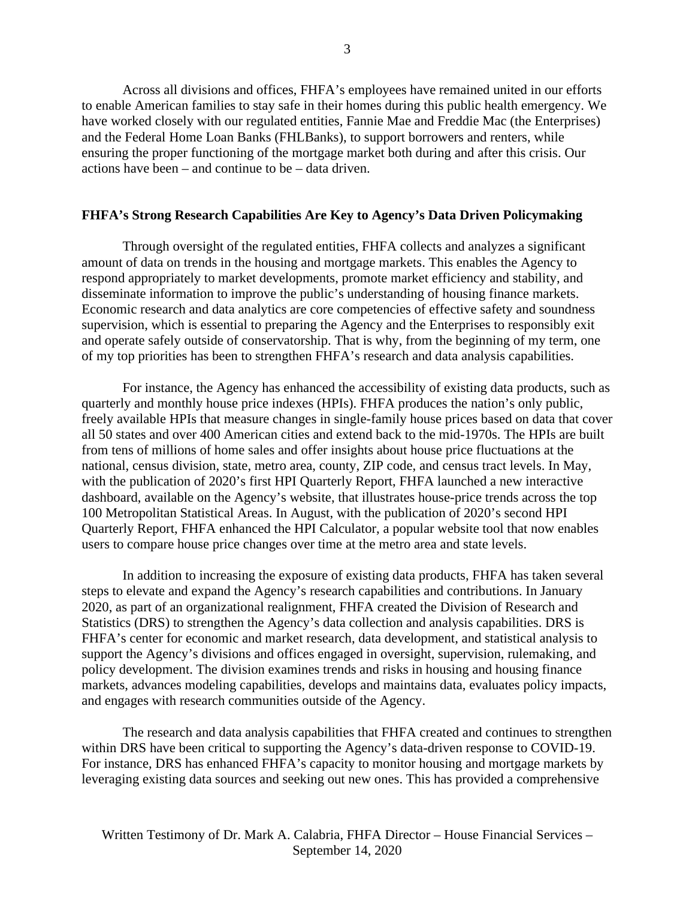Across all divisions and offices, FHFA's employees have remained united in our efforts to enable American families to stay safe in their homes during this public health emergency. We have worked closely with our regulated entities, Fannie Mae and Freddie Mac (the Enterprises) and the Federal Home Loan Banks (FHLBanks), to support borrowers and renters, while ensuring the proper functioning of the mortgage market both during and after this crisis. Our actions have been – and continue to be – data driven.

## FHFA's Strong Research Capabilities Are Key to Agency's Data Driven Policymaking

Through oversight of the regulated entities, FHFA collects and analyzes a significant amount of data on trends in the housing and mortgage markets. This enables the Agency to respond appropriately to market developments, promote market efficiency and stability, and disseminate information to improve the public's understanding of housing finance markets. Economic research and data analytics are core competencies of effective safety and soundness supervision, which is essential to preparing the Agency and the Enterprises to responsibly exit and operate safely outside of conservatorship. That is why, from the beginning of my term, one of my top priorities has been to strengthen FHFA's research and data analysis capabilities.

For instance, the Agency has enhanced the accessibility of existing data products, such as quarterly and monthly house price indexes (HPIs). FHFA produces the nation's only public, freely available HPIs that measure changes in single-family house prices based on data that cover all 50 states and over 400 American cities and extend back to the mid-1970s. The HPIs are built from tens of millions of home sales and offer insights about house price fluctuations at the national, census division, state, metro area, county, ZIP code, and census tract levels. In May, with the publication of 2020's first HPI Quarterly Report, FHFA launched a new interactive dashboard, available on the Agency's website, that illustrates house-price trends across the top 100 Metropolitan Statistical Areas. In August, with the publication of 2020's second HPI Quarterly Report, FHFA enhanced the HPI Calculator, a popular website tool that now enables users to compare house price changes over time at the metro area and state levels.

In addition to increasing the exposure of existing data products, FHFA has taken several steps to elevate and expand the Agency's research capabilities and contributions. In January 2020, as part of an organizational realignment, FHFA created the Division of Research and Statistics (DRS) to strengthen the Agency's data collection and analysis capabilities. DRS is FHFA's center for economic and market research, data development, and statistical analysis to support the Agency's divisions and offices engaged in oversight, supervision, rulemaking, and policy development. The division examines trends and risks in housing and housing finance markets, advances modeling capabilities, develops and maintains data, evaluates policy impacts, and engages with research communities outside of the Agency.

The research and data analysis capabilities that FHFA created and continues to strengthen within DRS have been critical to supporting the Agency's data-driven response to COVID-19. For instance, DRS has enhanced FHFA's capacity to monitor housing and mortgage markets by leveraging existing data sources and seeking out new ones. This has provided a comprehensive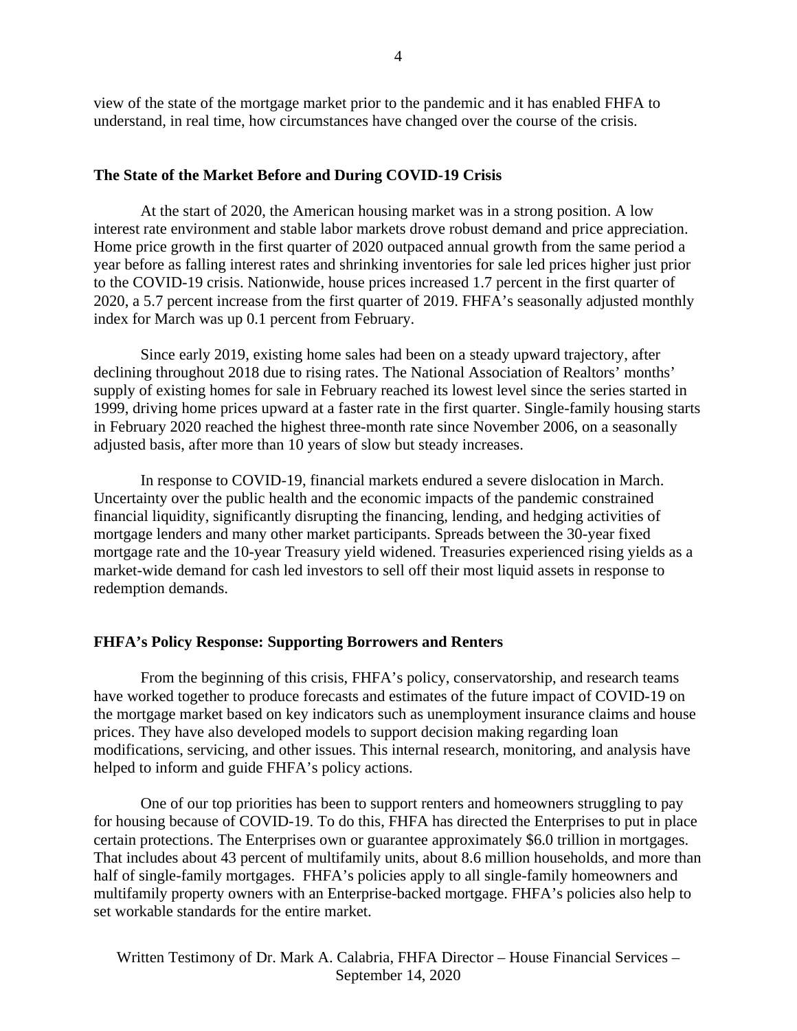view of the state of the mortgage market prior to the pandemic and it has enabled FHFA to understand, in real time, how circumstances have changed over the course of the crisis.

### The State of the Market Before and During COVID-19 Crisis

At the start of 2020, the American housing market was in a strong position. A low interest rate environment and stable labor markets drove robust demand and price appreciation. Home price growth in the first quarter of 2020 outpaced annual growth from the same period a year before as falling interest rates and shrinking inventories for sale led prices higher just prior to the COVID-19 crisis. Nationwide, house prices increased 1.7 percent in the first quarter of 2020, a 5.7 percent increase from the first quarter of 2019. FHFA's seasonally adjusted monthly index for March was up 0.1 percent from February.

Since early 2019, existing home sales had been on a steady upward trajectory, after declining throughout 2018 due to rising rates. The National Association of Realtors' months' supply of existing homes for sale in February reached its lowest level since the series started in 1999, driving home prices upward at a faster rate in the first quarter. Single-family housing starts in February 2020 reached the highest three-month rate since November 2006, on a seasonally adjusted basis, after more than 10 years of slow but steady increases.

In response to COVID-19, financial markets endured a severe dislocation in March. Uncertainty over the public health and the economic impacts of the pandemic constrained financial liquidity, significantly disrupting the financing, lending, and hedging activities of mortgage lenders and many other market participants. Spreads between the 30-year fixed mortgage rate and the 10-year Treasury yield widened. Treasuries experienced rising yields as a market-wide demand for cash led investors to sell off their most liquid assets in response to redemption demands.

### FHFA's Policy Response: Supporting Borrowers and Renters

From the beginning of this crisis, FHFA's policy, conservatorship, and research teams have worked together to produce forecasts and estimates of the future impact of COVID-19 on the mortgage market based on key indicators such as unemployment insurance claims and house prices. They have also developed models to support decision making regarding loan modifications, servicing, and other issues. This internal research, monitoring, and analysis have helped to inform and guide FHFA's policy actions.

One of our top priorities has been to support renters and homeowners struggling to pay for housing because of COVID-19. To do this, FHFA has directed the Enterprises to put in place certain protections. The Enterprises own or guarantee approximately $6.0 trillion in mortgages. That includes about 43 percent of multifamily units, about 8.6 million households, and more than half of single-family mortgages. FHFA's policies apply to all single-family homeowners and multifamily property owners with an Enterprise-backed mortgage. FHFA's policies also help to set workable standards for the entire market.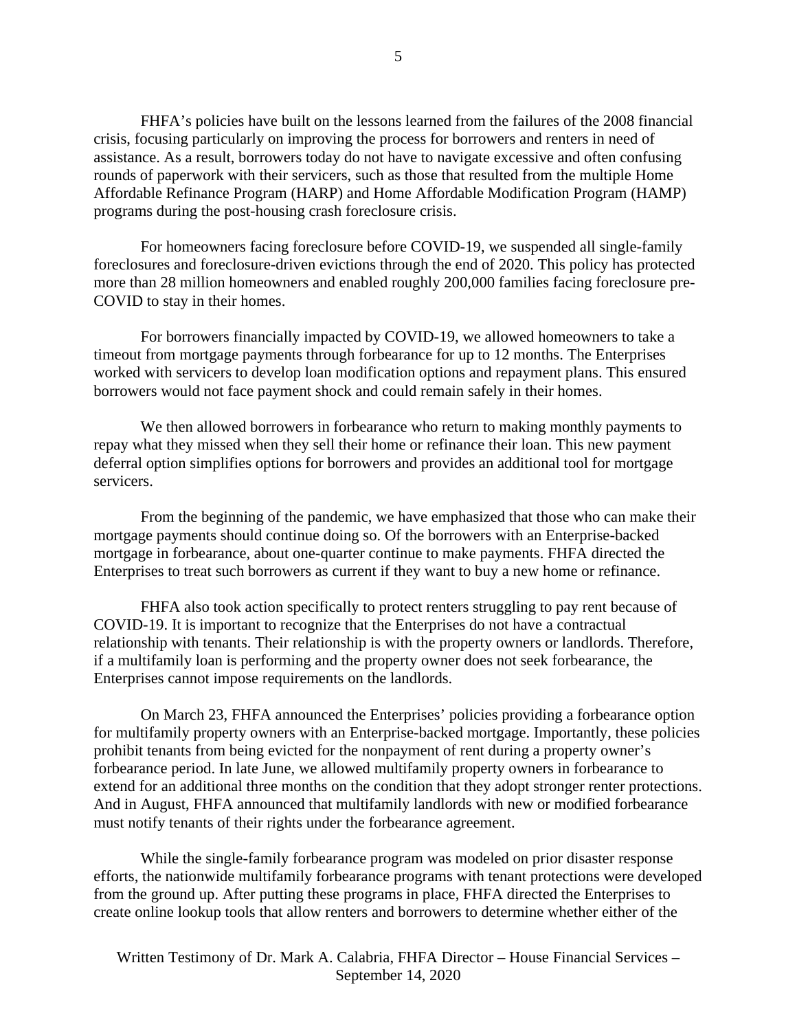FHFA's policies have built on the lessons learned from the failures of the 2008 financial crisis, focusing particularly on improving the process for borrowers and renters in need of assistance. As a result, borrowers today do not have to navigate excessive and often confusing rounds of paperwork with their servicers, such as those that resulted from the multiple Home Affordable Refinance Program (HARP) and Home Affordable Modification Program (HAMP) programs during the post-housing crash foreclosure crisis.

For homeowners facing foreclosure before COVID-19, we suspended all single-family foreclosures and foreclosure-driven evictions through the end of 2020. This policy has protected more than 28 million homeowners and enabled roughly 200,000 families facing foreclosure pre-COVID to stay in their homes.

For borrowers financially impacted by COVID-19, we allowed homeowners to take a timeout from mortgage payments through forbearance for up to 12 months. The Enterprises worked with servicers to develop loan modification options and repayment plans. This ensured borrowers would not face payment shock and could remain safely in their homes.

We then allowed borrowers in forbearance who return to making monthly payments to repay what they missed when they sell their home or refinance their loan. This new payment deferral option simplifies options for borrowers and provides an additional tool for mortgage servicers.

From the beginning of the pandemic, we have emphasized that those who can make their mortgage payments should continue doing so. Of the borrowers with an Enterprise-backed mortgage in forbearance, about one-quarter continue to make payments. FHFA directed the Enterprises to treat such borrowers as current if they want to buy a new home or refinance.

FHFA also took action specifically to protect renters struggling to pay rent because of COVID-19. It is important to recognize that the Enterprises do not have a contractual relationship with tenants. Their relationship is with the property owners or landlords. Therefore, if a multifamily loan is performing and the property owner does not seek forbearance, the Enterprises cannot impose requirements on the landlords.

On March 23, FHFA announced the Enterprises' policies providing a forbearance option for multifamily property owners with an Enterprise-backed mortgage. Importantly, these policies prohibit tenants from being evicted for the nonpayment of rent during a property owner's forbearance period. In late June, we allowed multifamily property owners in forbearance to extend for an additional three months on the condition that they adopt stronger renter protections. And in August, FHFA announced that multifamily landlords with new or modified forbearance must notify tenants of their rights under the forbearance agreement.

While the single-family forbearance program was modeled on prior disaster response efforts, the nationwide multifamily forbearance programs with tenant protections were developed from the ground up. After putting these programs in place, FHFA directed the Enterprises to create online lookup tools that allow renters and borrowers to determine whether either of the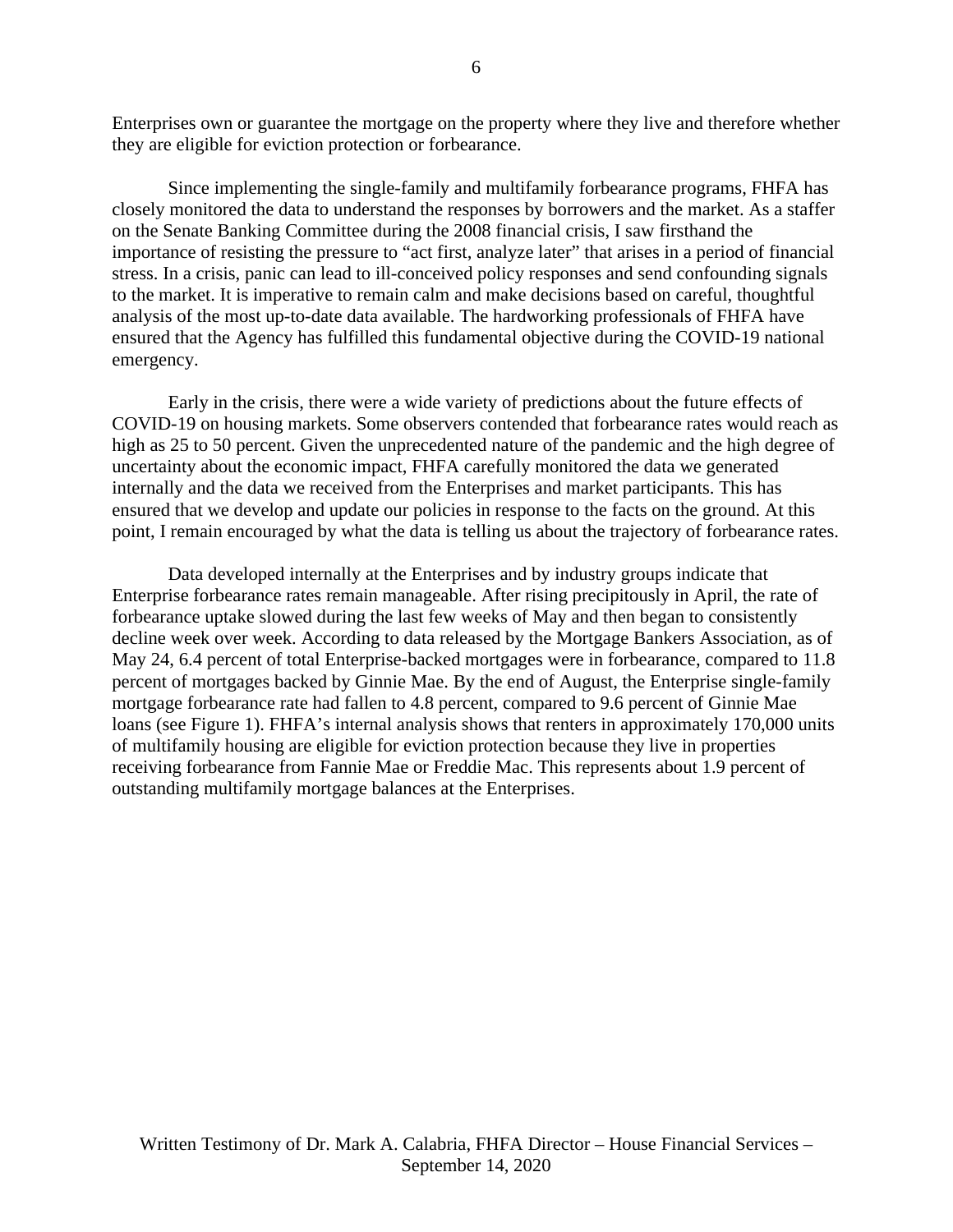Enterprises own or guarantee the mortgage on the property where they live and therefore whether they are eligible for eviction protection or forbearance.

Since implementing the single-family and multifamily forbearance programs, FHFA has closely monitored the data to understand the responses by borrowers and the market. As a staffer on the Senate Banking Committee during the 2008 financial crisis, I saw firsthand the importance of resisting the pressure to "act first, analyze later" that arises in a period of financial stress. In a crisis, panic can lead to ill-conceived policy responses and send confounding signals to the market. It is imperative to remain calm and make decisions based on careful, thoughtful analysis of the most up-to-date data available. The hardworking professionals of FHFA have ensured that the Agency has fulfilled this fundamental objective during the COVID-19 national emergency.

Early in the crisis, there were a wide variety of predictions about the future effects of COVID-19 on housing markets. Some observers contended that forbearance rates would reach as high as 25 to 50 percent. Given the unprecedented nature of the pandemic and the high degree of uncertainty about the economic impact, FHFA carefully monitored the data we generated internally and the data we received from the Enterprises and market participants. This has ensured that we develop and update our policies in response to the facts on the ground. At this point, I remain encouraged by what the data is telling us about the trajectory of forbearance rates.

Data developed internally at the Enterprises and by industry groups indicate that Enterprise forbearance rates remain manageable. After rising precipitously in April, the rate of forbearance uptake slowed during the last few weeks of May and then began to consistently decline week over week. According to data released by the Mortgage Bankers Association, as of May 24, 6.4 percent of total Enterprise-backed mortgages were in forbearance, compared to 11.8 percent of mortgages backed by Ginnie Mae. By the end of August, the Enterprise single-family mortgage forbearance rate had fallen to 4.8 percent, compared to 9.6 percent of Ginnie Mae loans (see Figure 1). FHFA's internal analysis shows that renters in approximately 170,000 units of multifamily housing are eligible for eviction protection because they live in properties receiving forbearance from Fannie Mae or Freddie Mac. This represents about 1.9 percent of outstanding multifamily mortgage balances at the Enterprises.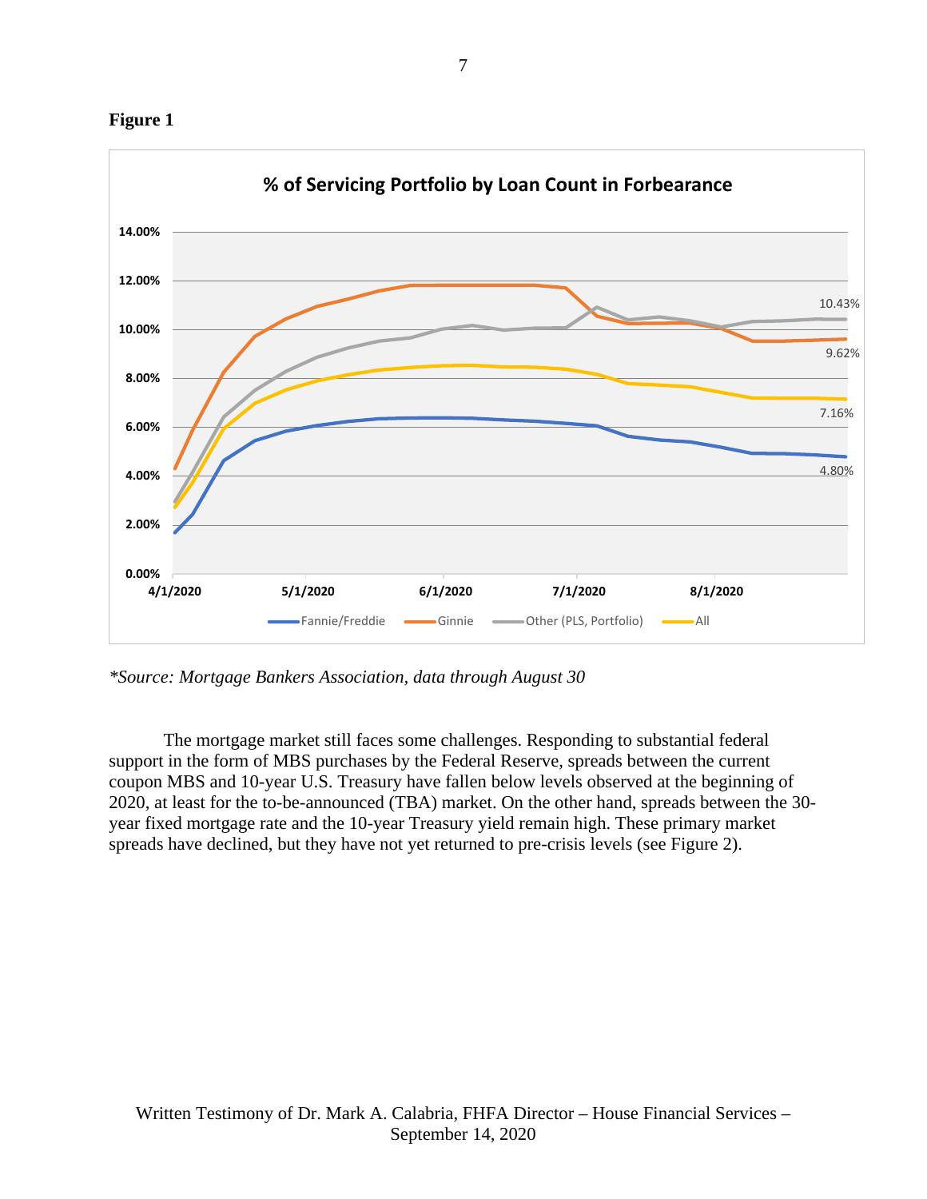**Figure 1**

*\*Source: Mortgage Bankers Association, data through August 30*

The mortgage market still faces some challenges. Responding to substantial federal support in the form of MBS purchases by the Federal Reserve, spreads between the current coupon MBS and 10-year U.S. Treasury have fallen below levels observed at the beginning of 2020, at least for the to-be-announced (TBA) market. On the other hand, spreads between the 30-year fixed mortgage rate and the 10-year Treasury yield remain high. These primary market spreads have declined, but they have not yet returned to pre-crisis levels (see Figure 2).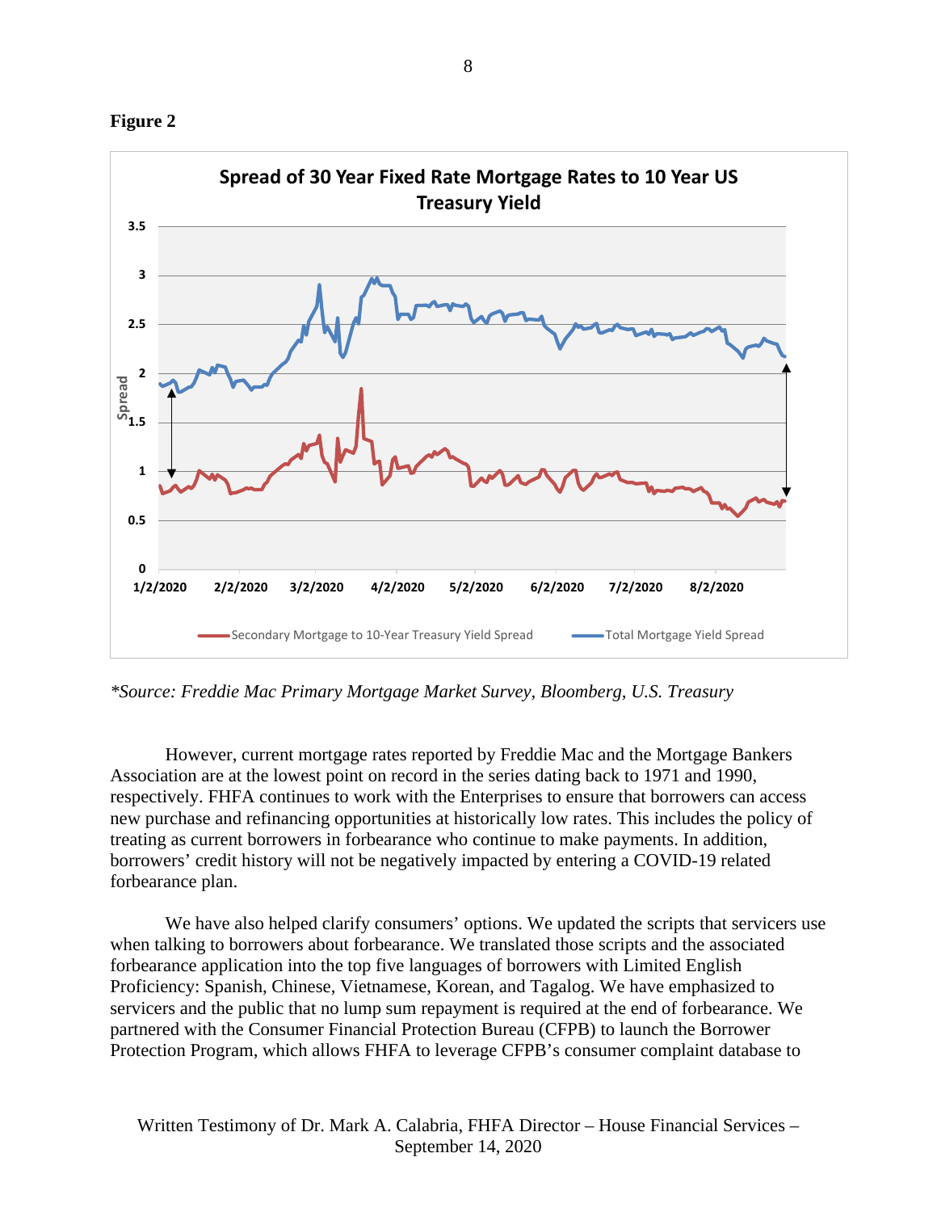**Figure 2**

**Spread of 30 Year Fixed Rate Mortgage Rates to 10 Year US Treasury Yield**

*\*Source: Freddie Mac Primary Mortgage Market Survey, Bloomberg, U.S. Treasury*

However, current mortgage rates reported by Freddie Mac and the Mortgage Bankers Association are at the lowest point on record in the series dating back to 1971 and 1990, respectively. FHFA continues to work with the Enterprises to ensure that borrowers can access new purchase and refinancing opportunities at historically low rates. This includes the policy of treating as current borrowers in forbearance who continue to make payments. In addition, borrowers' credit history will not be negatively impacted by entering a COVID-19 related forbearance plan.

We have also helped clarify consumers' options. We updated the scripts that servicers use when talking to borrowers about forbearance. We translated those scripts and the associated forbearance application into the top five languages of borrowers with Limited English Proficiency: Spanish, Chinese, Vietnamese, Korean, and Tagalog. We have emphasized to servicers and the public that no lump sum repayment is required at the end of forbearance. We partnered with the Consumer Financial Protection Bureau (CFPB) to launch the Borrower Protection Program, which allows FHFA to leverage CFPB's consumer complaint database to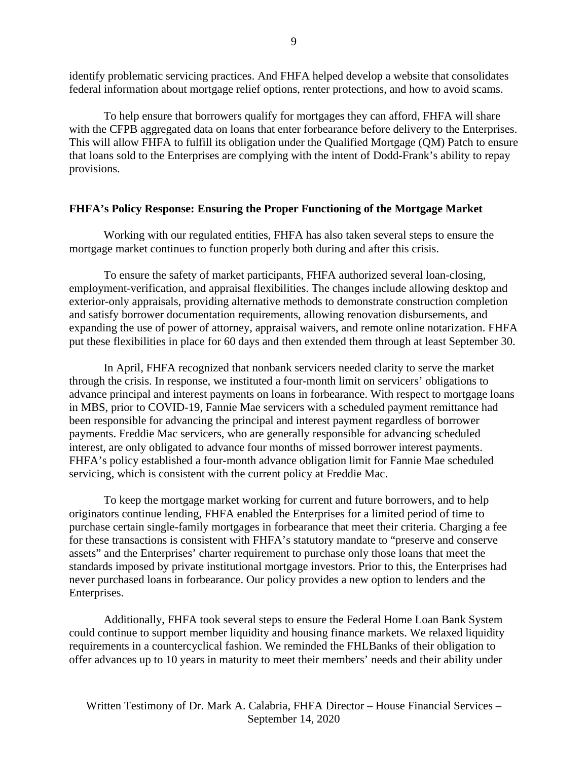identify problematic servicing practices. And FHFA helped develop a website that consolidates federal information about mortgage relief options, renter protections, and how to avoid scams.

To help ensure that borrowers qualify for mortgages they can afford, FHFA will share with the CFPB aggregated data on loans that enter forbearance before delivery to the Enterprises. This will allow FHFA to fulfill its obligation under the Qualified Mortgage (QM) Patch to ensure that loans sold to the Enterprises are complying with the intent of Dodd-Frank's ability to repay provisions.

**FHFA's Policy Response: Ensuring the Proper Functioning of the Mortgage Market**

Working with our regulated entities, FHFA has also taken several steps to ensure the mortgage market continues to function properly both during and after this crisis.

To ensure the safety of market participants, FHFA authorized several loan-closing, employment-verification, and appraisal flexibilities. The changes include allowing desktop and exterior-only appraisals, providing alternative methods to demonstrate construction completion and satisfy borrower documentation requirements, allowing renovation disbursements, and expanding the use of power of attorney, appraisal waivers, and remote online notarization. FHFA put these flexibilities in place for 60 days and then extended them through at least September 30.

In April, FHFA recognized that nonbank servicers needed clarity to serve the market through the crisis. In response, we instituted a four-month limit on servicers' obligations to advance principal and interest payments on loans in forbearance. With respect to mortgage loans in MBS, prior to COVID-19, Fannie Mae servicers with a scheduled payment remittance had been responsible for advancing the principal and interest payment regardless of borrower payments. Freddie Mac servicers, who are generally responsible for advancing scheduled interest, are only obligated to advance four months of missed borrower interest payments. FHFA's policy established a four-month advance obligation limit for Fannie Mae scheduled servicing, which is consistent with the current policy at Freddie Mac.

To keep the mortgage market working for current and future borrowers, and to help originators continue lending, FHFA enabled the Enterprises for a limited period of time to purchase certain single-family mortgages in forbearance that meet their criteria. Charging a fee for these transactions is consistent with FHFA's statutory mandate to "preserve and conserve assets" and the Enterprises' charter requirement to purchase only those loans that meet the standards imposed by private institutional mortgage investors. Prior to this, the Enterprises had never purchased loans in forbearance. Our policy provides a new option to lenders and the Enterprises.

Additionally, FHFA took several steps to ensure the Federal Home Loan Bank System could continue to support member liquidity and housing finance markets. We relaxed liquidity requirements in a countercyclical fashion. We reminded the FHLBanks of their obligation to offer advances up to 10 years in maturity to meet their members' needs and their ability under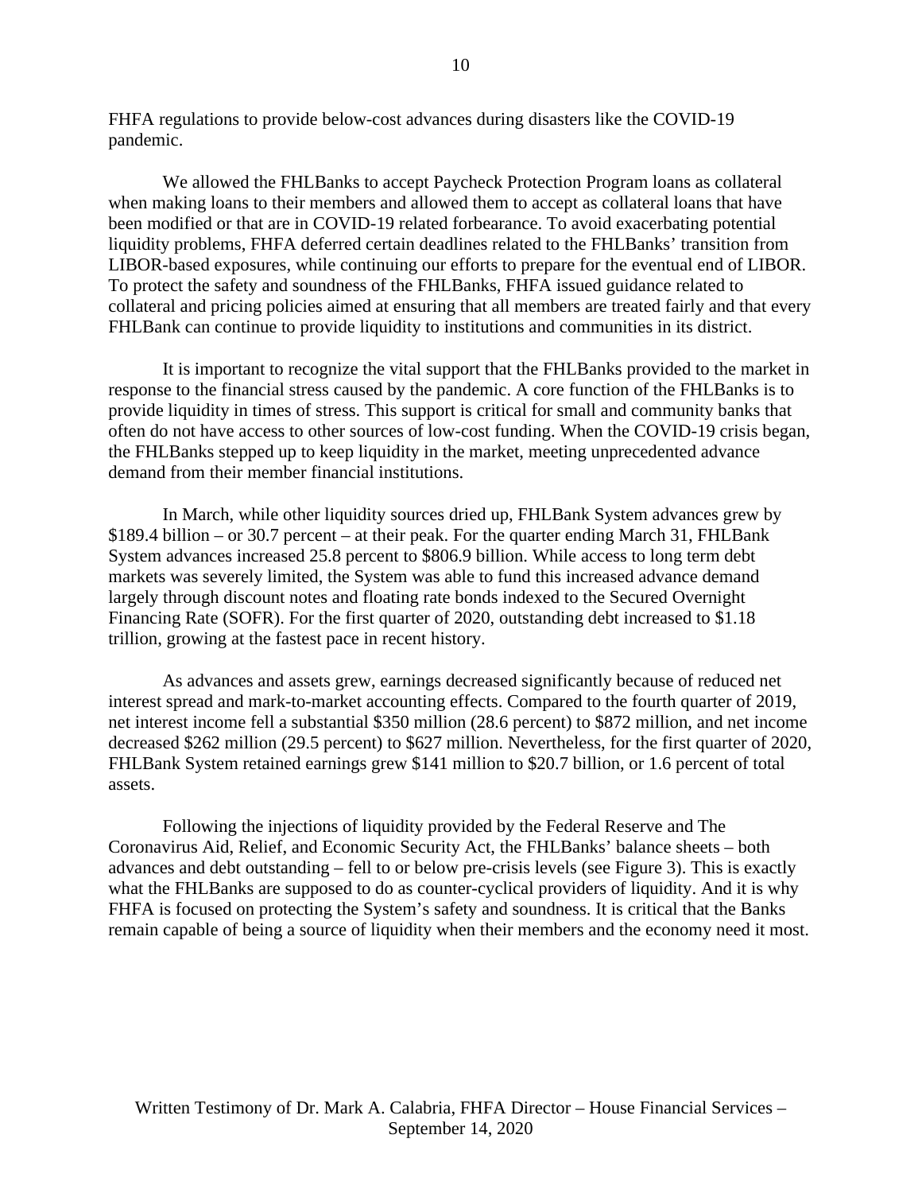FHFA regulations to provide below-cost advances during disasters like the COVID-19 pandemic.

We allowed the FHLBanks to accept Paycheck Protection Program loans as collateral when making loans to their members and allowed them to accept as collateral loans that have been modified or that are in COVID-19 related forbearance. To avoid exacerbating potential liquidity problems, FHFA deferred certain deadlines related to the FHLBanks' transition from LIBOR-based exposures, while continuing our efforts to prepare for the eventual end of LIBOR. To protect the safety and soundness of the FHLBanks, FHFA issued guidance related to collateral and pricing policies aimed at ensuring that all members are treated fairly and that every FHLBank can continue to provide liquidity to institutions and communities in its district.

It is important to recognize the vital support that the FHLBanks provided to the market in response to the financial stress caused by the pandemic. A core function of the FHLBanks is to provide liquidity in times of stress. This support is critical for small and community banks that often do not have access to other sources of low-cost funding. When the COVID-19 crisis began, the FHLBanks stepped up to keep liquidity in the market, meeting unprecedented advance demand from their member financial institutions.

In March, while other liquidity sources dried up, FHLBank System advances grew by $189.4 billion – or 30.7 percent – at their peak. For the quarter ending March 31, FHLBank System advances increased 25.8 percent to $806.9 billion. While access to long term debt markets was severely limited, the System was able to fund this increased advance demand largely through discount notes and floating rate bonds indexed to the Secured Overnight Financing Rate (SOFR). For the first quarter of 2020, outstanding debt increased to $1.18 trillion, growing at the fastest pace in recent history.

As advances and assets grew, earnings decreased significantly because of reduced net interest spread and mark-to-market accounting effects. Compared to the fourth quarter of 2019, net interest income fell a substantial $350 million (28.6 percent) to $872 million, and net income decreased $262 million (29.5 percent) to $627 million. Nevertheless, for the first quarter of 2020, FHLBank System retained earnings grew $141 million to $20.7 billion, or 1.6 percent of total assets.

Following the injections of liquidity provided by the Federal Reserve and The Coronavirus Aid, Relief, and Economic Security Act, the FHLBanks' balance sheets – both advances and debt outstanding – fell to or below pre-crisis levels (see Figure 3). This is exactly what the FHLBanks are supposed to do as counter-cyclical providers of liquidity. And it is why FHFA is focused on protecting the System's safety and soundness. It is critical that the Banks remain capable of being a source of liquidity when their members and the economy need it most.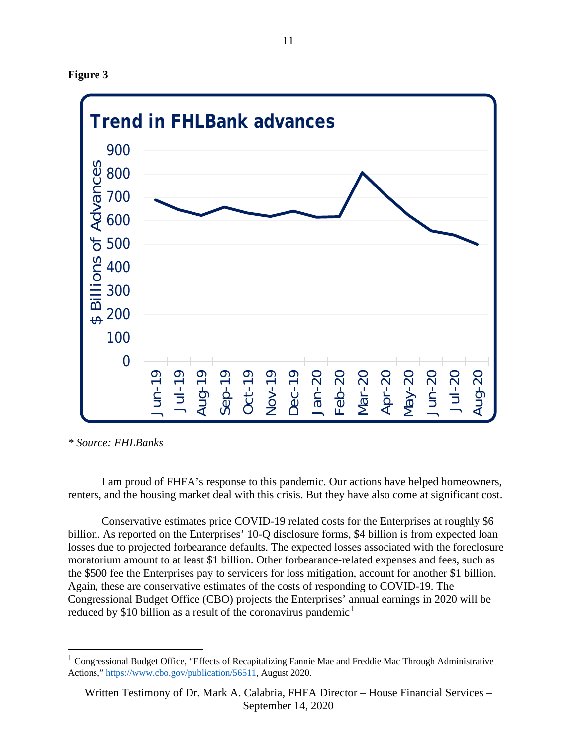**Figure 3**

**Trend in FHLBank advances**

$ Billions of Advances

*\* Source: FHLBanks*

I am proud of FHFA's response to this pandemic. Our actions have helped homeowners, renters, and the housing market deal with this crisis. But they have also come at significant cost.

Conservative estimates price COVID-19 related costs for the Enterprises at roughly $6 billion. As reported on the Enterprises' 10-Q disclosure forms, $4 billion is from expected loan losses due to projected forbearance defaults. The expected losses associated with the foreclosure moratorium amount to at least $1 billion. Other forbearance-related expenses and fees, such as the $500 fee the Enterprises pay to servicers for loss mitigation, account for another $1 billion. Again, these are conservative estimates of the costs of responding to COVID-19. The Congressional Budget Office (CBO) projects the Enterprises' annual earnings in 2020 will be reduced by $10 billion as a result of the coronavirus pandemic[1]

---

[1] Congressional Budget Office, "Effects of Recapitalizing Fannie Mae and Freddie Mac Through Administrative Actions," https://www.cbo.gov/publication/56511, August 2020.

Written Testimony of Dr. Mark A. Calabria, FHFA Director – House Financial Services – September 14, 2020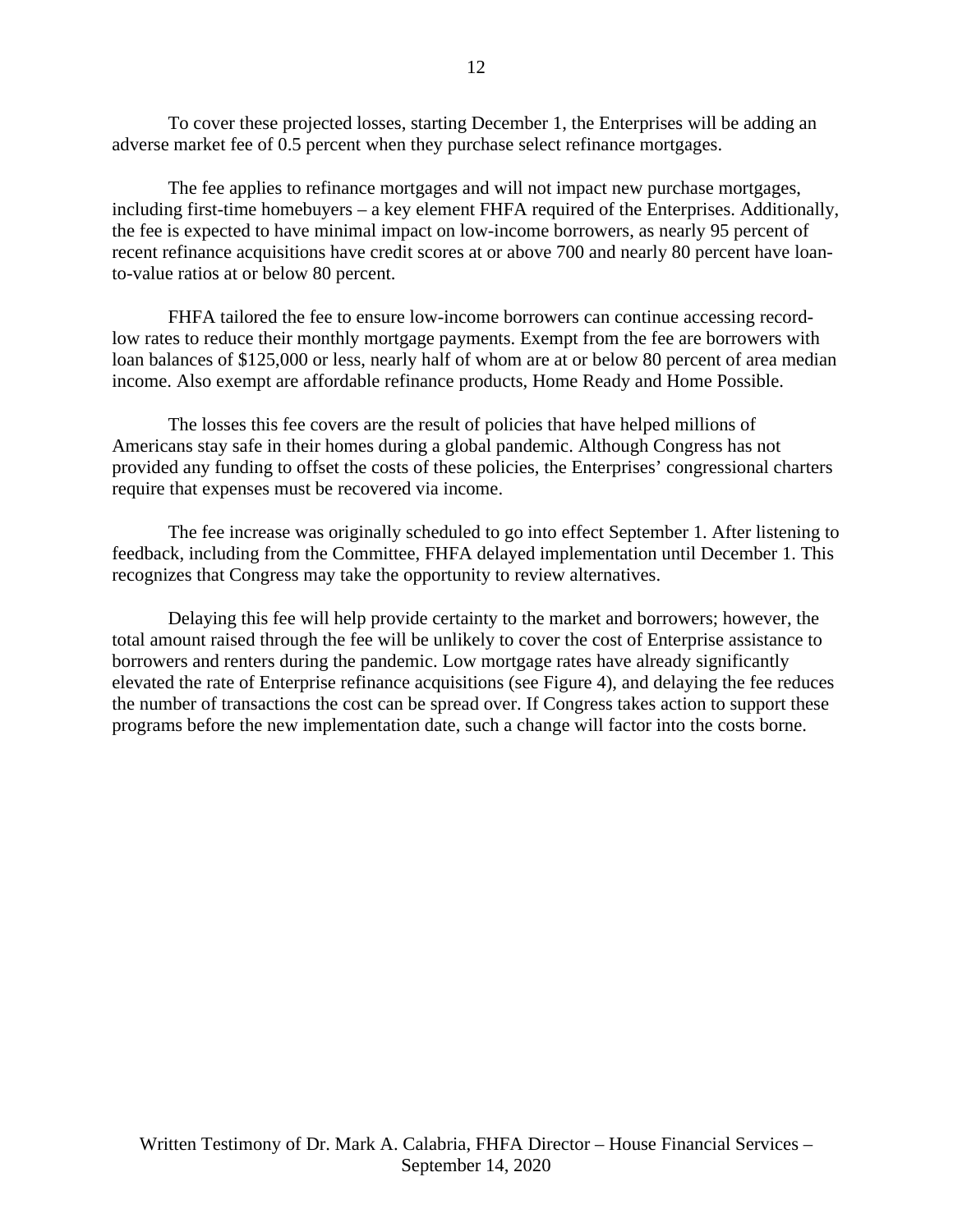To cover these projected losses, starting December 1, the Enterprises will be adding an adverse market fee of 0.5 percent when they purchase select refinance mortgages.

The fee applies to refinance mortgages and will not impact new purchase mortgages, including first-time homebuyers – a key element FHFA required of the Enterprises. Additionally, the fee is expected to have minimal impact on low-income borrowers, as nearly 95 percent of recent refinance acquisitions have credit scores at or above 700 and nearly 80 percent have loan-to-value ratios at or below 80 percent.

FHFA tailored the fee to ensure low-income borrowers can continue accessing record-low rates to reduce their monthly mortgage payments. Exempt from the fee are borrowers with loan balances of $125,000 or less, nearly half of whom are at or below 80 percent of area median income. Also exempt are affordable refinance products, Home Ready and Home Possible.

The losses this fee covers are the result of policies that have helped millions of Americans stay safe in their homes during a global pandemic. Although Congress has not provided any funding to offset the costs of these policies, the Enterprises' congressional charters require that expenses must be recovered via income.

The fee increase was originally scheduled to go into effect September 1. After listening to feedback, including from the Committee, FHFA delayed implementation until December 1. This recognizes that Congress may take the opportunity to review alternatives.

Delaying this fee will help provide certainty to the market and borrowers; however, the total amount raised through the fee will be unlikely to cover the cost of Enterprise assistance to borrowers and renters during the pandemic. Low mortgage rates have already significantly elevated the rate of Enterprise refinance acquisitions (see Figure 4), and delaying the fee reduces the number of transactions the cost can be spread over. If Congress takes action to support these programs before the new implementation date, such a change will factor into the costs borne.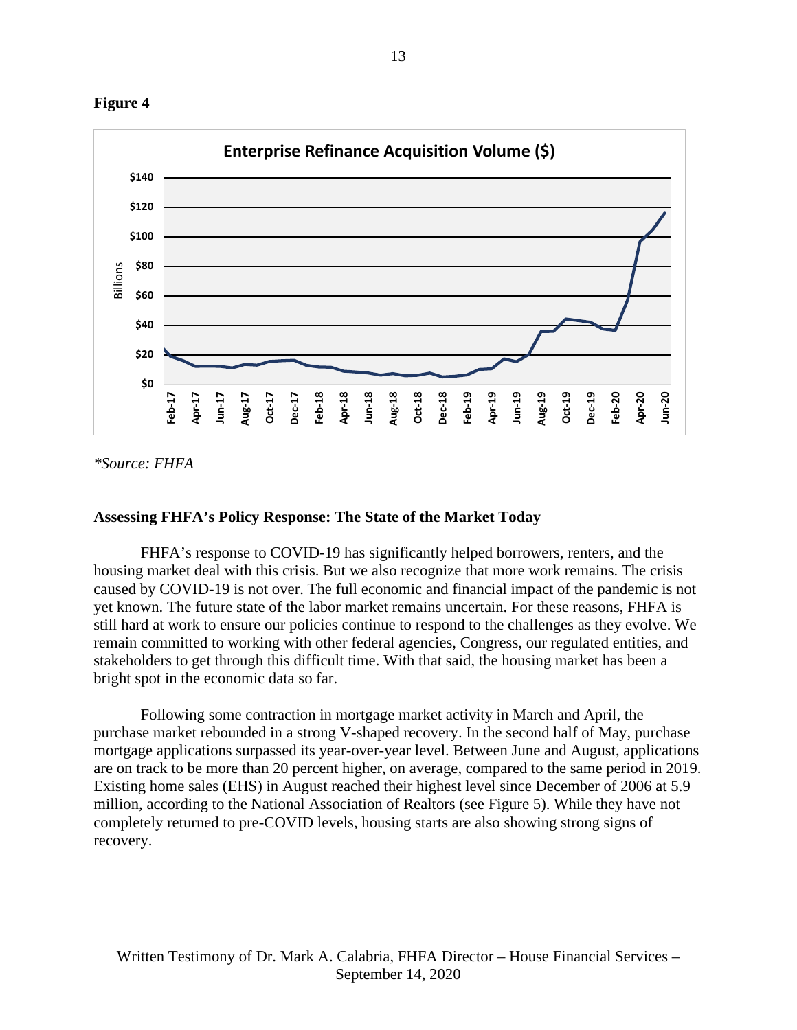**Figure 4**

*\*Source: FHFA*

**Assessing FHFA's Policy Response: The State of the Market Today**

FHFA's response to COVID-19 has significantly helped borrowers, renters, and the housing market deal with this crisis. But we also recognize that more work remains. The crisis caused by COVID-19 is not over. The full economic and financial impact of the pandemic is not yet known. The future state of the labor market remains uncertain. For these reasons, FHFA is still hard at work to ensure our policies continue to respond to the challenges as they evolve. We remain committed to working with other federal agencies, Congress, our regulated entities, and stakeholders to get through this difficult time. With that said, the housing market has been a bright spot in the economic data so far.

Following some contraction in mortgage market activity in March and April, the purchase market rebounded in a strong V-shaped recovery. In the second half of May, purchase mortgage applications surpassed its year-over-year level. Between June and August, applications are on track to be more than 20 percent higher, on average, compared to the same period in 2019. Existing home sales (EHS) in August reached their highest level since December of 2006 at 5.9 million, according to the National Association of Realtors (see Figure 5). While they have not completely returned to pre-COVID levels, housing starts are also showing strong signs of recovery.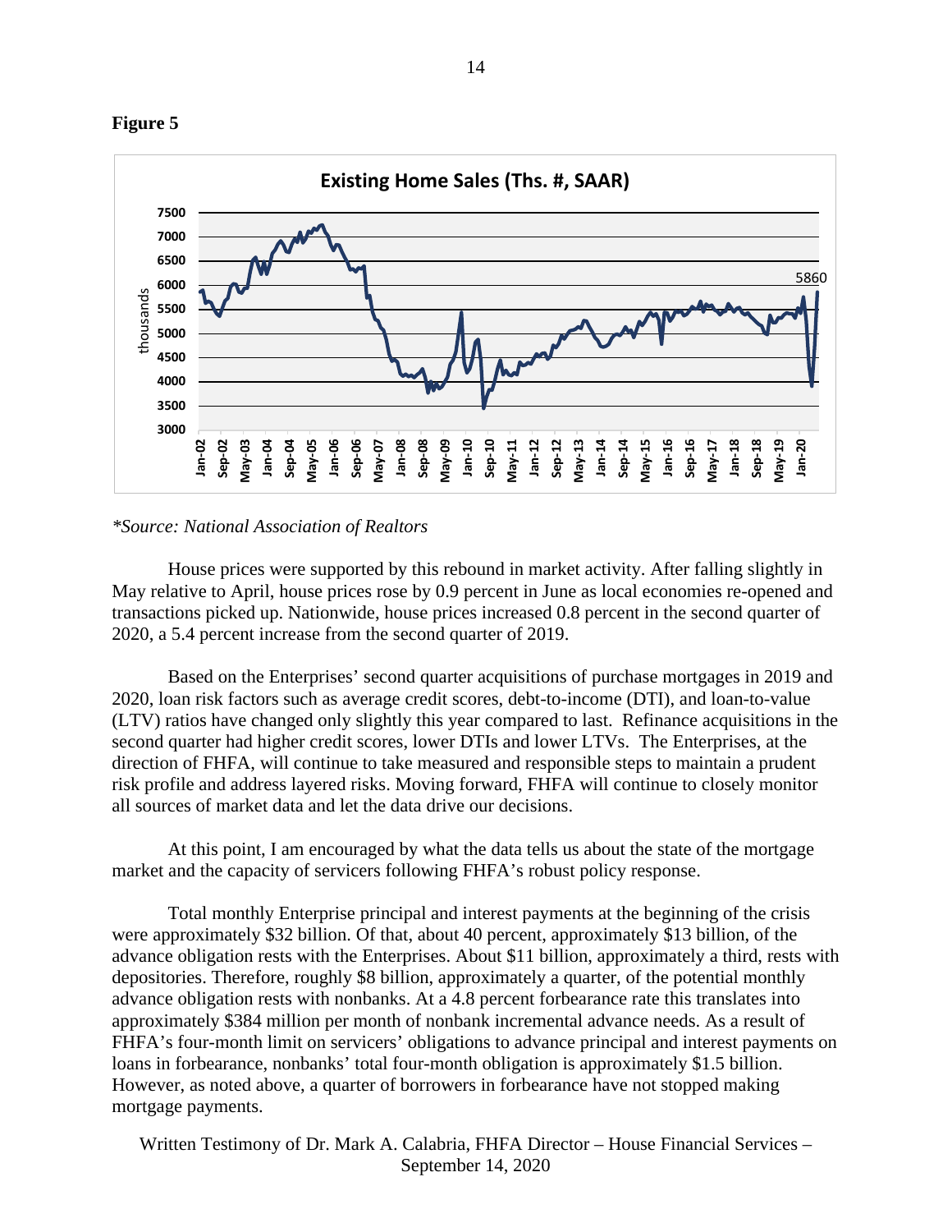**Figure 5**

*\*Source: National Association of Realtors*

House prices were supported by this rebound in market activity. After falling slightly in May relative to April, house prices rose by 0.9 percent in June as local economies re-opened and transactions picked up. Nationwide, house prices increased 0.8 percent in the second quarter of 2020, a 5.4 percent increase from the second quarter of 2019.

Based on the Enterprises' second quarter acquisitions of purchase mortgages in 2019 and 2020, loan risk factors such as average credit scores, debt-to-income (DTI), and loan-to-value (LTV) ratios have changed only slightly this year compared to last. Refinance acquisitions in the second quarter had higher credit scores, lower DTIs and lower LTVs. The Enterprises, at the direction of FHFA, will continue to take measured and responsible steps to maintain a prudent risk profile and address layered risks. Moving forward, FHFA will continue to closely monitor all sources of market data and let the data drive our decisions.

At this point, I am encouraged by what the data tells us about the state of the mortgage market and the capacity of servicers following FHFA's robust policy response.

Total monthly Enterprise principal and interest payments at the beginning of the crisis were approximately $32 billion. Of that, about 40 percent, approximately $13 billion, of the advance obligation rests with the Enterprises. About $11 billion, approximately a third, rests with depositories. Therefore, roughly $8 billion, approximately a quarter, of the potential monthly advance obligation rests with nonbanks. At a 4.8 percent forbearance rate this translates into approximately $384 million per month of nonbank incremental advance needs. As a result of FHFA's four-month limit on servicers' obligations to advance principal and interest payments on loans in forbearance, nonbanks' total four-month obligation is approximately $1.5 billion. However, as noted above, a quarter of borrowers in forbearance have not stopped making mortgage payments.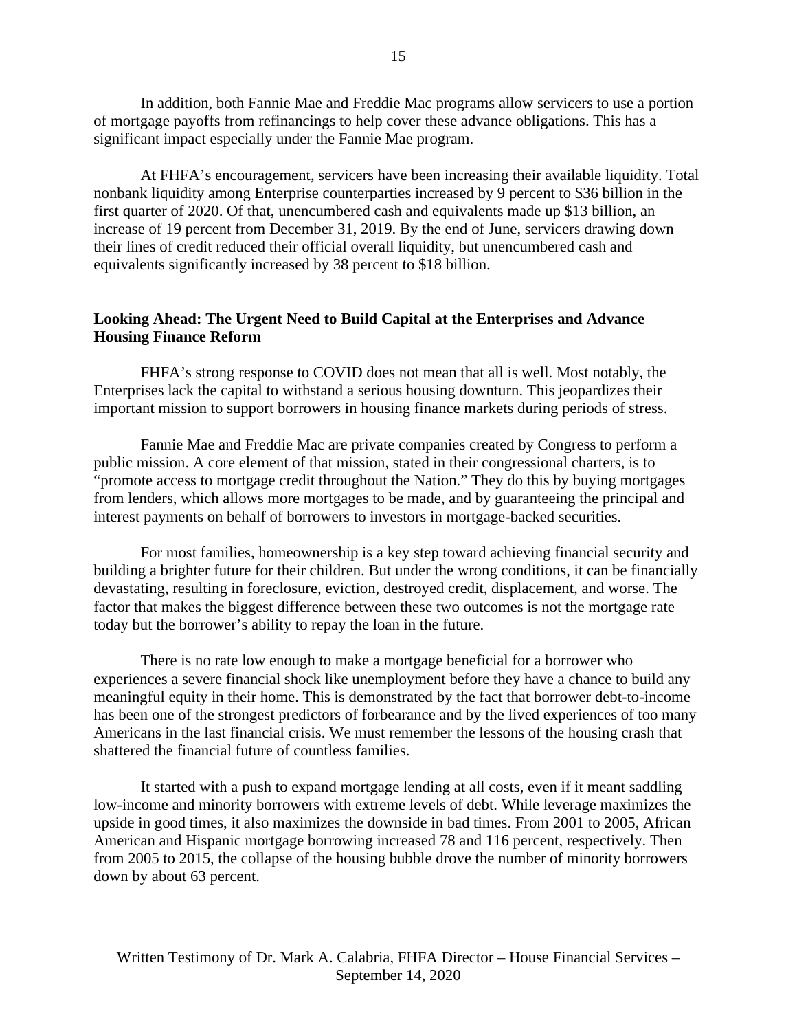In addition, both Fannie Mae and Freddie Mac programs allow servicers to use a portion of mortgage payoffs from refinancings to help cover these advance obligations. This has a significant impact especially under the Fannie Mae program.

At FHFA's encouragement, servicers have been increasing their available liquidity. Total nonbank liquidity among Enterprise counterparties increased by 9 percent to $36 billion in the first quarter of 2020. Of that, unencumbered cash and equivalents made up $13 billion, an increase of 19 percent from December 31, 2019. By the end of June, servicers drawing down their lines of credit reduced their official overall liquidity, but unencumbered cash and equivalents significantly increased by 38 percent to $18 billion.

**Looking Ahead: The Urgent Need to Build Capital at the Enterprises and Advance Housing Finance Reform**

FHFA's strong response to COVID does not mean that all is well. Most notably, the Enterprises lack the capital to withstand a serious housing downturn. This jeopardizes their important mission to support borrowers in housing finance markets during periods of stress.

Fannie Mae and Freddie Mac are private companies created by Congress to perform a public mission. A core element of that mission, stated in their congressional charters, is to "promote access to mortgage credit throughout the Nation." They do this by buying mortgages from lenders, which allows more mortgages to be made, and by guaranteeing the principal and interest payments on behalf of borrowers to investors in mortgage-backed securities.

For most families, homeownership is a key step toward achieving financial security and building a brighter future for their children. But under the wrong conditions, it can be financially devastating, resulting in foreclosure, eviction, destroyed credit, displacement, and worse. The factor that makes the biggest difference between these two outcomes is not the mortgage rate today but the borrower's ability to repay the loan in the future.

There is no rate low enough to make a mortgage beneficial for a borrower who experiences a severe financial shock like unemployment before they have a chance to build any meaningful equity in their home. This is demonstrated by the fact that borrower debt-to-income has been one of the strongest predictors of forbearance and by the lived experiences of too many Americans in the last financial crisis. We must remember the lessons of the housing crash that shattered the financial future of countless families.

It started with a push to expand mortgage lending at all costs, even if it meant saddling low-income and minority borrowers with extreme levels of debt. While leverage maximizes the upside in good times, it also maximizes the downside in bad times. From 2001 to 2005, African American and Hispanic mortgage borrowing increased 78 and 116 percent, respectively. Then from 2005 to 2015, the collapse of the housing bubble drove the number of minority borrowers down by about 63 percent.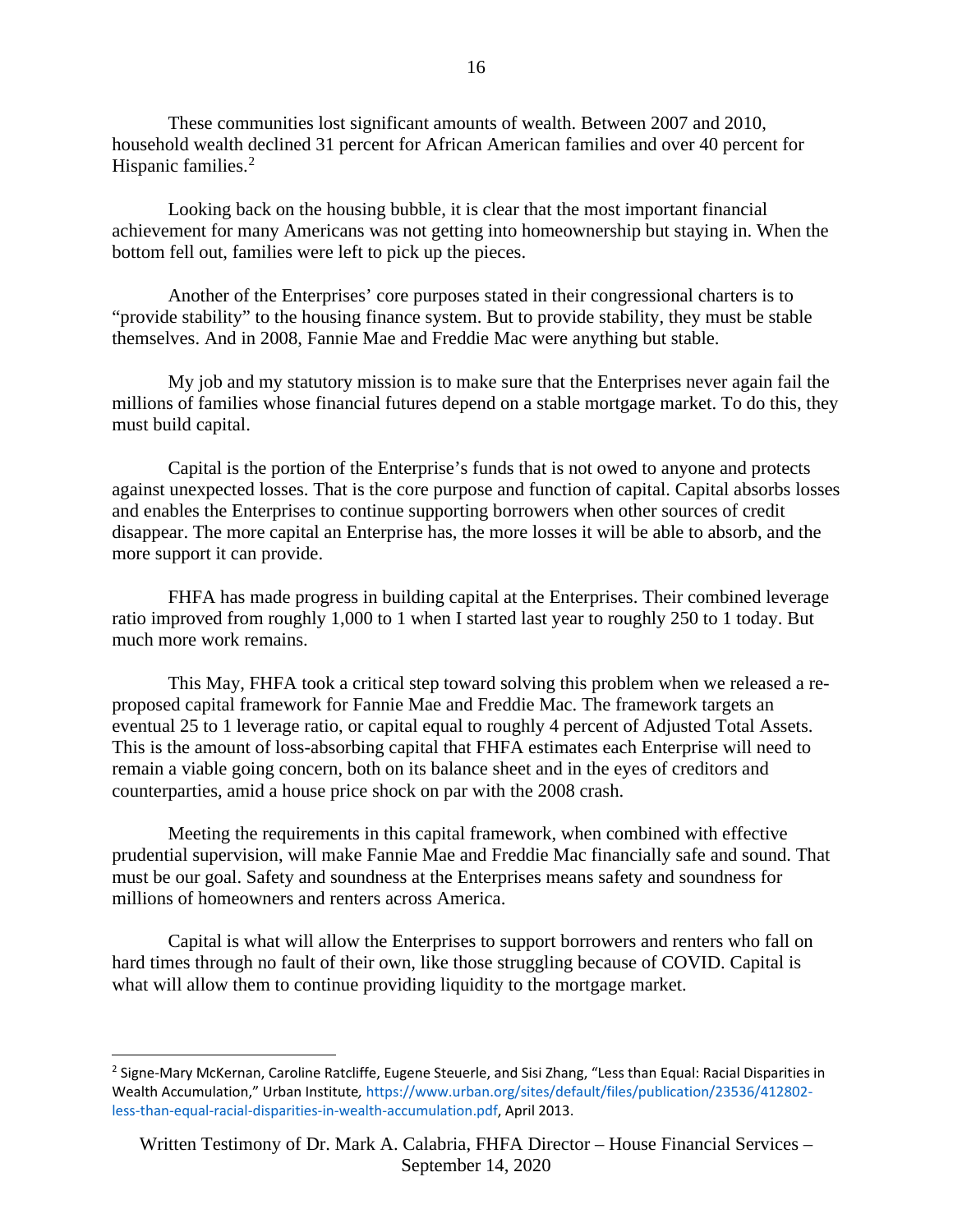These communities lost significant amounts of wealth. Between 2007 and 2010, household wealth declined 31 percent for African American families and over 40 percent for Hispanic families.[2]

Looking back on the housing bubble, it is clear that the most important financial achievement for many Americans was not getting into homeownership but staying in. When the bottom fell out, families were left to pick up the pieces.

Another of the Enterprises' core purposes stated in their congressional charters is to "provide stability" to the housing finance system. But to provide stability, they must be stable themselves. And in 2008, Fannie Mae and Freddie Mac were anything but stable.

My job and my statutory mission is to make sure that the Enterprises never again fail the millions of families whose financial futures depend on a stable mortgage market. To do this, they must build capital.

Capital is the portion of the Enterprise's funds that is not owed to anyone and protects against unexpected losses. That is the core purpose and function of capital. Capital absorbs losses and enables the Enterprises to continue supporting borrowers when other sources of credit disappear. The more capital an Enterprise has, the more losses it will be able to absorb, and the more support it can provide.

FHFA has made progress in building capital at the Enterprises. Their combined leverage ratio improved from roughly 1,000 to 1 when I started last year to roughly 250 to 1 today. But much more work remains.

This May, FHFA took a critical step toward solving this problem when we released a re-proposed capital framework for Fannie Mae and Freddie Mac. The framework targets an eventual 25 to 1 leverage ratio, or capital equal to roughly 4 percent of Adjusted Total Assets. This is the amount of loss-absorbing capital that FHFA estimates each Enterprise will need to remain a viable going concern, both on its balance sheet and in the eyes of creditors and counterparties, amid a house price shock on par with the 2008 crash.

Meeting the requirements in this capital framework, when combined with effective prudential supervision, will make Fannie Mae and Freddie Mac financially safe and sound. That must be our goal. Safety and soundness at the Enterprises means safety and soundness for millions of homeowners and renters across America.

Capital is what will allow the Enterprises to support borrowers and renters who fall on hard times through no fault of their own, like those struggling because of COVID. Capital is what will allow them to continue providing liquidity to the mortgage market.

---

[2] Signe-Mary McKernan, Caroline Ratcliffe, Eugene Steuerle, and Sisi Zhang, "Less than Equal: Racial Disparities in Wealth Accumulation," Urban Institute, https://www.urban.org/sites/default/files/publication/23536/412802-less-than-equal-racial-disparities-in-wealth-accumulation.pdf, April 2013.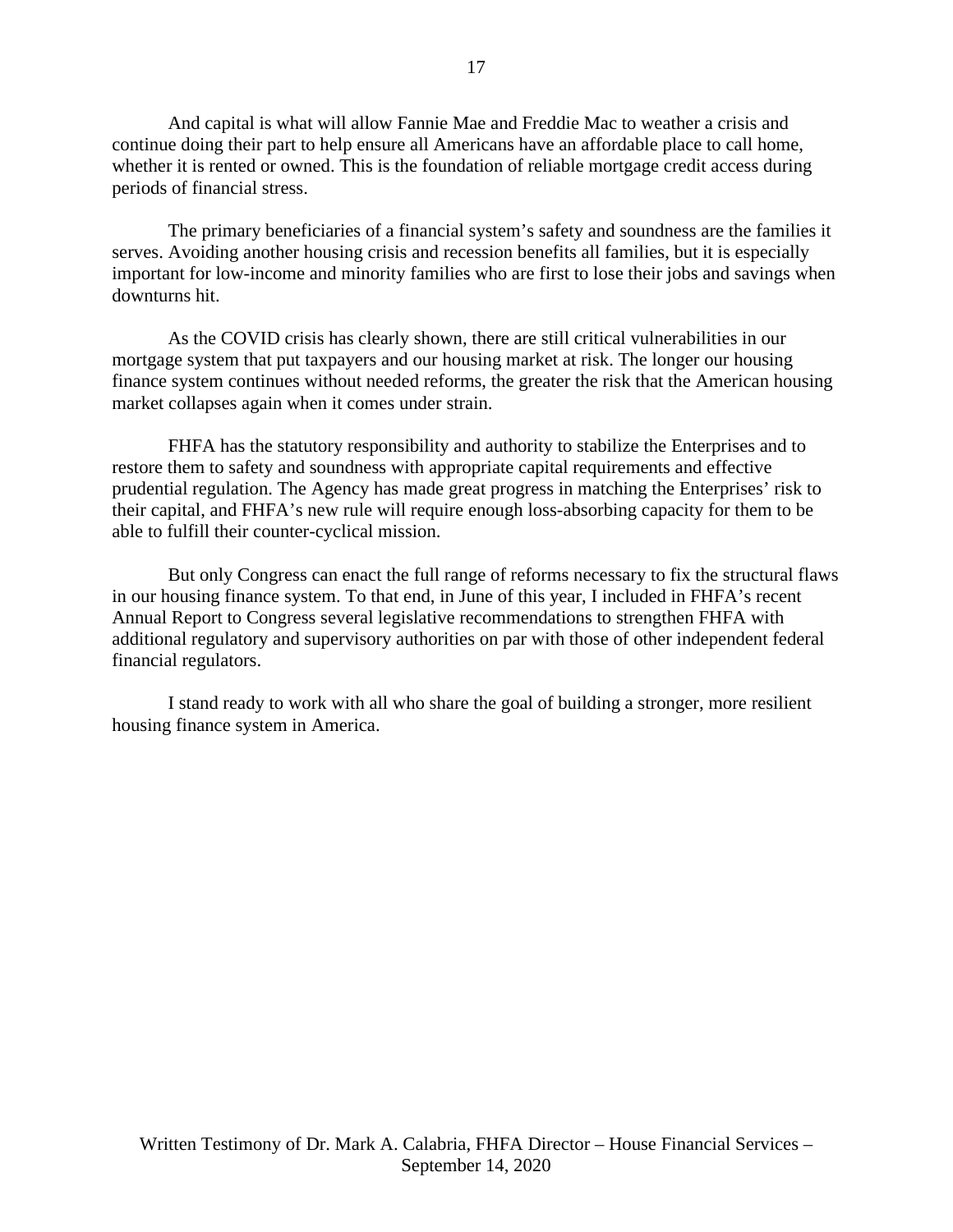And capital is what will allow Fannie Mae and Freddie Mac to weather a crisis and continue doing their part to help ensure all Americans have an affordable place to call home, whether it is rented or owned. This is the foundation of reliable mortgage credit access during periods of financial stress.

The primary beneficiaries of a financial system's safety and soundness are the families it serves. Avoiding another housing crisis and recession benefits all families, but it is especially important for low-income and minority families who are first to lose their jobs and savings when downturns hit.

As the COVID crisis has clearly shown, there are still critical vulnerabilities in our mortgage system that put taxpayers and our housing market at risk. The longer our housing finance system continues without needed reforms, the greater the risk that the American housing market collapses again when it comes under strain.

FHFA has the statutory responsibility and authority to stabilize the Enterprises and to restore them to safety and soundness with appropriate capital requirements and effective prudential regulation. The Agency has made great progress in matching the Enterprises' risk to their capital, and FHFA's new rule will require enough loss-absorbing capacity for them to be able to fulfill their counter-cyclical mission.

But only Congress can enact the full range of reforms necessary to fix the structural flaws in our housing finance system. To that end, in June of this year, I included in FHFA's recent Annual Report to Congress several legislative recommendations to strengthen FHFA with additional regulatory and supervisory authorities on par with those of other independent federal financial regulators.

I stand ready to work with all who share the goal of building a stronger, more resilient housing finance system in America.